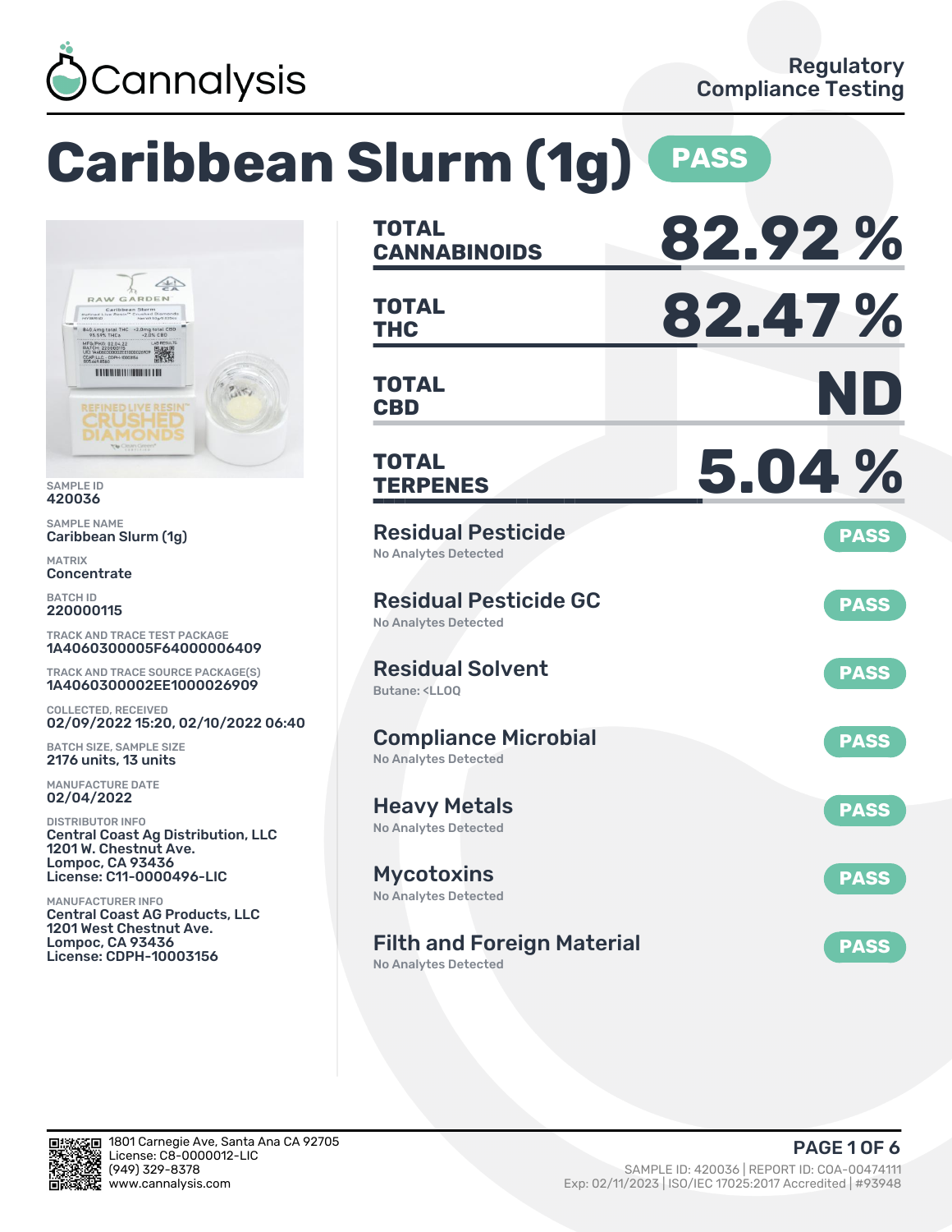Cannalysis

Regulatory Compliance Testing

# Caribbean Slurm (1g) PASS

SAMPLE ID
420036

SAMPLE NAME
Caribbean Slurm (1g)

MATRIX
Concentrate

BATCH ID
220000115

TRACK AND TRACE TEST PACKAGE
1A4060300005F64000006409

TRACK AND TRACE SOURCE PACKAGE(S)
1A4060300002EE1000026909

COLLECTED, RECEIVED
02/09/2022 15:20, 02/10/2022 06:40

BATCH SIZE, SAMPLE SIZE
2176 units, 13 units

MANUFACTURE DATE
02/04/2022

DISTRIBUTOR INFO
Central Coast Ag Distribution, LLC
1201 W. Chestnut Ave.
Lompoc, CA 93436
License: C11-0000496-LIC

MANUFACTURER INFO
Central Coast AG Products, LLC
1201 West Chestnut Ave.
Lompoc, CA 93436
License: CDPH-10003156

| | |
|---|---|
| TOTAL CANNABINOIDS | 82.92 % |
| TOTAL THC | 82.47 % |
| TOTAL CBD | ND |
| TOTAL TERPENES | 5.04 % |

| Test | Result |
|---|---|
| Residual Pesticide<br>No Analytes Detected | PASS |
| Residual Pesticide GC<br>No Analytes Detected | PASS |
| Residual Solvent<br>Butane: <LLOQ | PASS |
| Compliance Microbial<br>No Analytes Detected | PASS |
| Heavy Metals<br>No Analytes Detected | PASS |
| Mycotoxins<br>No Analytes Detected | PASS |
| Filth and Foreign Material<br>No Analytes Detected | PASS |

1801 Carnegie Ave, Santa Ana CA 92705
License: C8-0000012-LIC
(949) 329-8378
www.cannalysis.com

SAMPLE ID: 420036 | REPORT ID: COA-00474111
Exp: 02/11/2023 | ISO/IEC 17025:2017 Accredited | #93948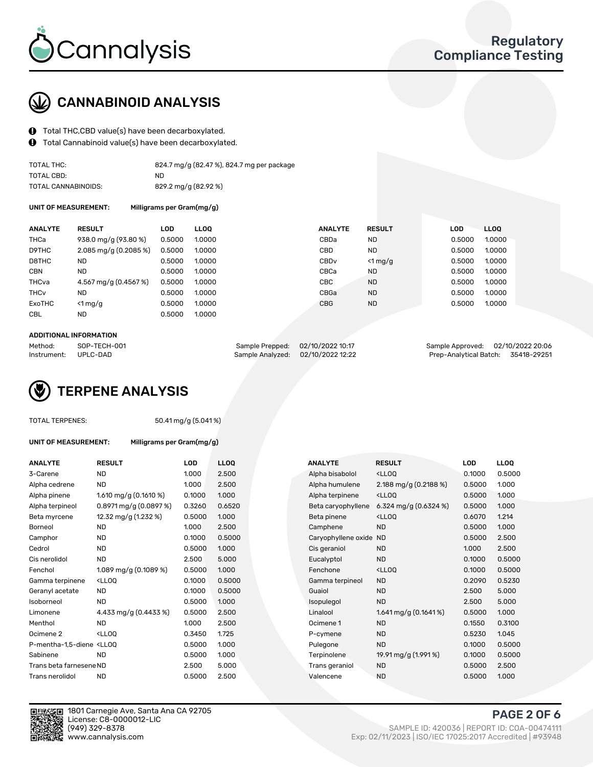# Cannalysis

## Regulatory Compliance Testing

## CANNABINOID ANALYSIS

- Total THC,CBD value(s) have been decarboxylated.
- Total Cannabinoid value(s) have been decarboxylated.

| | |
|---|---|
| TOTAL THC: | 824.7 mg/g (82.47 %), 824.7 mg per package |
| TOTAL CBD: | ND |
| TOTAL CANNABINOIDS: | 829.2 mg/g (82.92 %) |

**UNIT OF MEASUREMENT:** **Milligrams per Gram(mg/g)**

| ANALYTE | RESULT | LOD | LLOQ | ANALYTE | RESULT | LOD | LLOQ |
|---|---|---|---|---|---|---|---|
| THCa | 938.0 mg/g (93.80 %) | 0.5000 | 1.0000 | CBDa | ND | 0.5000 | 1.0000 |
| D9THC | 2.085 mg/g (0.2085 %) | 0.5000 | 1.0000 | CBD | ND | 0.5000 | 1.0000 |
| D8THC | ND | 0.5000 | 1.0000 | CBDv | <1 mg/g | 0.5000 | 1.0000 |
| CBN | ND | 0.5000 | 1.0000 | CBCa | ND | 0.5000 | 1.0000 |
| THCva | 4.567 mg/g (0.4567 %) | 0.5000 | 1.0000 | CBC | ND | 0.5000 | 1.0000 |
| THCv | ND | 0.5000 | 1.0000 | CBGa | ND | 0.5000 | 1.0000 |
| ExoTHC | <1 mg/g | 0.5000 | 1.0000 | CBG | ND | 0.5000 | 1.0000 |
| CBL | ND | 0.5000 | 1.0000 | | | | |

**ADDITIONAL INFORMATION**

| | | | | | |
|---|---|---|---|---|---|
| Method: | SOP-TECH-001 | Sample Prepped: | 02/10/2022 10:17 | Sample Approved: | 02/10/2022 20:06 |
| Instrument: | UPLC-DAD | Sample Analyzed: | 02/10/2022 12:22 | Prep-Analytical Batch: | 35418-29251 |

## TERPENE ANALYSIS

TOTAL TERPENES: 50.41 mg/g (5.041 %)

**UNIT OF MEASUREMENT:** **Milligrams per Gram(mg/g)**

| ANALYTE | RESULT | LOD | LLOQ | ANALYTE | RESULT | LOD | LLOQ |
|---|---|---|---|---|---|---|---|
| 3-Carene | ND | 1.000 | 2.500 | Alpha bisabolol | <LLOQ | 0.1000 | 0.5000 |
| Alpha cedrene | ND | 1.000 | 2.500 | Alpha humulene | 2.188 mg/g (0.2188 %) | 0.5000 | 1.000 |
| Alpha pinene | 1.610 mg/g (0.1610 %) | 0.1000 | 1.000 | Alpha terpinene | <LLOQ | 0.5000 | 1.000 |
| Alpha terpineol | 0.8971 mg/g (0.0897 %) | 0.3260 | 0.6520 | Beta caryophyllene | 6.324 mg/g (0.6324 %) | 0.5000 | 1.000 |
| Beta myrcene | 12.32 mg/g (1.232 %) | 0.5000 | 1.000 | Beta pinene | <LLOQ | 0.6070 | 1.214 |
| Borneol | ND | 1.000 | 2.500 | Camphene | ND | 0.5000 | 1.000 |
| Camphor | ND | 0.1000 | 0.5000 | Caryophyllene oxide | ND | 0.5000 | 2.500 |
| Cedrol | ND | 0.5000 | 1.000 | Cis geraniol | ND | 1.000 | 2.500 |
| Cis nerolidol | ND | 2.500 | 5.000 | Eucalyptol | ND | 0.1000 | 0.5000 |
| Fenchol | 1.089 mg/g (0.1089 %) | 0.5000 | 1.000 | Fenchone | <LLOQ | 0.1000 | 0.5000 |
| Gamma terpinene | <LLOQ | 0.1000 | 0.5000 | Gamma terpineol | ND | 0.2090 | 0.5230 |
| Geranyl acetate | ND | 0.1000 | 0.5000 | Guaiol | ND | 2.500 | 5.000 |
| Isoborneol | ND | 0.5000 | 1.000 | Isopulegol | ND | 2.500 | 5.000 |
| Limonene | 4.433 mg/g (0.4433 %) | 0.5000 | 2.500 | Linalool | 1.641 mg/g (0.1641 %) | 0.5000 | 1.000 |
| Menthol | ND | 1.000 | 2.500 | Ocimene 1 | ND | 0.1550 | 0.3100 |
| Ocimene 2 | <LLOQ | 0.3450 | 1.725 | P-cymene | ND | 0.5230 | 1.045 |
| P-mentha-1,5-diene | <LLOQ | 0.5000 | 1.000 | Pulegone | ND | 0.1000 | 0.5000 |
| Sabinene | ND | 0.5000 | 1.000 | Terpinolene | 19.91 mg/g (1.991 %) | 0.1000 | 0.5000 |
| Trans beta farnesene | ND | 2.500 | 5.000 | Trans geraniol | ND | 0.5000 | 2.500 |
| Trans nerolidol | ND | 0.5000 | 2.500 | Valencene | ND | 0.5000 | 1.000 |

1801 Carnegie Ave, Santa Ana CA 92705
License: C8-0000012-LIC
(949) 329-8378
www.cannalysis.com

SAMPLE ID: 420036 | REPORT ID: COA-00474111
Exp: 02/11/2023 | ISO/IEC 17025:2017 Accredited | #93948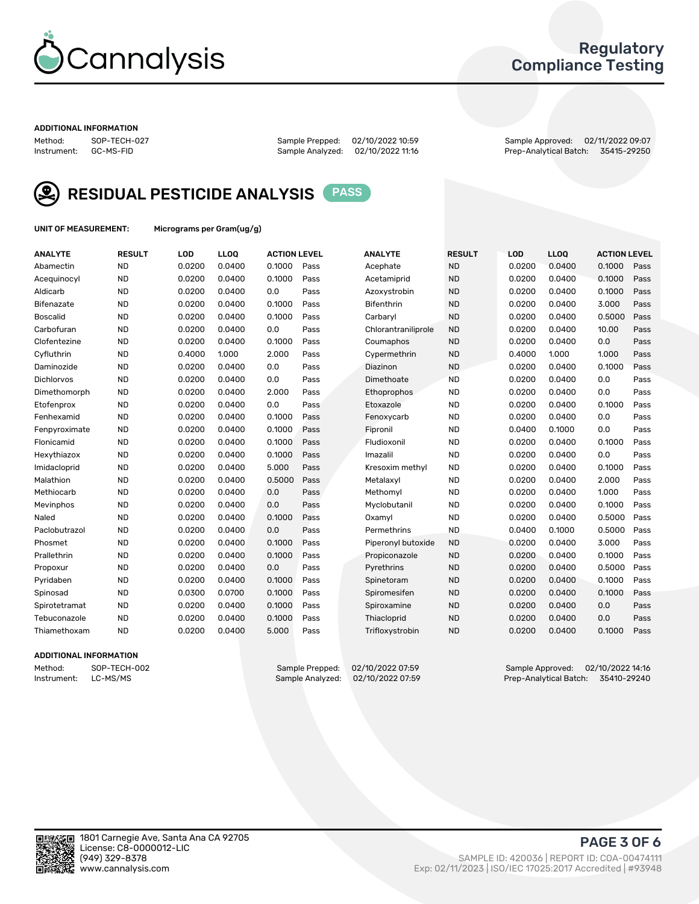# Cannalysis

## Regulatory Compliance Testing

### ADDITIONAL INFORMATION

| | | | | | |
|---|---|---|---|---|---|
| Method: | SOP-TECH-027 | Sample Prepped: | 02/10/2022 10:59 | Sample Approved: | 02/11/2022 09:07 |
| Instrument: | GC-MS-FID | Sample Analyzed: | 02/10/2022 11:16 | Prep-Analytical Batch: | 35415-29250 |

## RESIDUAL PESTICIDE ANALYSIS PASS

**UNIT OF MEASUREMENT:** Micrograms per Gram(ug/g)

| ANALYTE | RESULT | LOD | LLOQ | ACTION LEVEL | | ANALYTE | RESULT | LOD | LLOQ | ACTION LEVEL | |
|---|---|---|---|---|---|---|---|---|---|---|---|
| Abamectin | ND | 0.0200 | 0.0400 | 0.1000 | Pass | Acephate | ND | 0.0200 | 0.0400 | 0.1000 | Pass |
| Acequinocyl | ND | 0.0200 | 0.0400 | 0.1000 | Pass | Acetamiprid | ND | 0.0200 | 0.0400 | 0.1000 | Pass |
| Aldicarb | ND | 0.0200 | 0.0400 | 0.0 | Pass | Azoxystrobin | ND | 0.0200 | 0.0400 | 0.1000 | Pass |
| Bifenazate | ND | 0.0200 | 0.0400 | 0.1000 | Pass | Bifenthrin | ND | 0.0200 | 0.0400 | 3.000 | Pass |
| Boscalid | ND | 0.0200 | 0.0400 | 0.1000 | Pass | Carbaryl | ND | 0.0200 | 0.0400 | 0.5000 | Pass |
| Carbofuran | ND | 0.0200 | 0.0400 | 0.0 | Pass | Chlorantraniliprole | ND | 0.0200 | 0.0400 | 10.00 | Pass |
| Clofentezine | ND | 0.0200 | 0.0400 | 0.1000 | Pass | Coumaphos | ND | 0.0200 | 0.0400 | 0.0 | Pass |
| Cyfluthrin | ND | 0.4000 | 1.000 | 2.000 | Pass | Cypermethrin | ND | 0.4000 | 1.000 | 1.000 | Pass |
| Daminozide | ND | 0.0200 | 0.0400 | 0.0 | Pass | Diazinon | ND | 0.0200 | 0.0400 | 0.1000 | Pass |
| Dichlorvos | ND | 0.0200 | 0.0400 | 0.0 | Pass | Dimethoate | ND | 0.0200 | 0.0400 | 0.0 | Pass |
| Dimethomorph | ND | 0.0200 | 0.0400 | 2.000 | Pass | Ethoprophos | ND | 0.0200 | 0.0400 | 0.0 | Pass |
| Etofenprox | ND | 0.0200 | 0.0400 | 0.0 | Pass | Etoxazole | ND | 0.0200 | 0.0400 | 0.1000 | Pass |
| Fenhexamid | ND | 0.0200 | 0.0400 | 0.1000 | Pass | Fenoxycarb | ND | 0.0200 | 0.0400 | 0.0 | Pass |
| Fenpyroximate | ND | 0.0200 | 0.0400 | 0.1000 | Pass | Fipronil | ND | 0.0400 | 0.1000 | 0.0 | Pass |
| Flonicamid | ND | 0.0200 | 0.0400 | 0.1000 | Pass | Fludioxonil | ND | 0.0200 | 0.0400 | 0.1000 | Pass |
| Hexythiazox | ND | 0.0200 | 0.0400 | 0.1000 | Pass | Imazalil | ND | 0.0200 | 0.0400 | 0.0 | Pass |
| Imidacloprid | ND | 0.0200 | 0.0400 | 5.000 | Pass | Kresoxim methyl | ND | 0.0200 | 0.0400 | 0.1000 | Pass |
| Malathion | ND | 0.0200 | 0.0400 | 0.5000 | Pass | Metalaxyl | ND | 0.0200 | 0.0400 | 2.000 | Pass |
| Methiocarb | ND | 0.0200 | 0.0400 | 0.0 | Pass | Methomyl | ND | 0.0200 | 0.0400 | 1.000 | Pass |
| Mevinphos | ND | 0.0200 | 0.0400 | 0.0 | Pass | Myclobutanil | ND | 0.0200 | 0.0400 | 0.1000 | Pass |
| Naled | ND | 0.0200 | 0.0400 | 0.1000 | Pass | Oxamyl | ND | 0.0200 | 0.0400 | 0.5000 | Pass |
| Paclobutrazol | ND | 0.0200 | 0.0400 | 0.0 | Pass | Permethrins | ND | 0.0400 | 0.1000 | 0.5000 | Pass |
| Phosmet | ND | 0.0200 | 0.0400 | 0.1000 | Pass | Piperonyl butoxide | ND | 0.0200 | 0.0400 | 3.000 | Pass |
| Prallethrin | ND | 0.0200 | 0.0400 | 0.1000 | Pass | Propiconazole | ND | 0.0200 | 0.0400 | 0.1000 | Pass |
| Propoxur | ND | 0.0200 | 0.0400 | 0.0 | Pass | Pyrethrins | ND | 0.0200 | 0.0400 | 0.5000 | Pass |
| Pyridaben | ND | 0.0200 | 0.0400 | 0.1000 | Pass | Spinetoram | ND | 0.0200 | 0.0400 | 0.1000 | Pass |
| Spinosad | ND | 0.0300 | 0.0700 | 0.1000 | Pass | Spiromesifen | ND | 0.0200 | 0.0400 | 0.1000 | Pass |
| Spirotetramat | ND | 0.0200 | 0.0400 | 0.1000 | Pass | Spiroxamine | ND | 0.0200 | 0.0400 | 0.0 | Pass |
| Tebuconazole | ND | 0.0200 | 0.0400 | 0.1000 | Pass | Thiacloprid | ND | 0.0200 | 0.0400 | 0.0 | Pass |
| Thiamethoxam | ND | 0.0200 | 0.0400 | 5.000 | Pass | Trifloxystrobin | ND | 0.0200 | 0.0400 | 0.1000 | Pass |

### ADDITIONAL INFORMATION

| | | | | | |
|---|---|---|---|---|---|
| Method: | SOP-TECH-002 | Sample Prepped: | 02/10/2022 07:59 | Sample Approved: | 02/10/2022 14:16 |
| Instrument: | LC-MS/MS | Sample Analyzed: | 02/10/2022 07:59 | Prep-Analytical Batch: | 35410-29240 |

1801 Carnegie Ave, Santa Ana CA 92705
License: C8-0000012-LIC
(949) 329-8378
www.cannalysis.com

SAMPLE ID: 420036 | REPORT ID: COA-00474111
Exp: 02/11/2023 | ISO/IEC 17025:2017 Accredited | #93948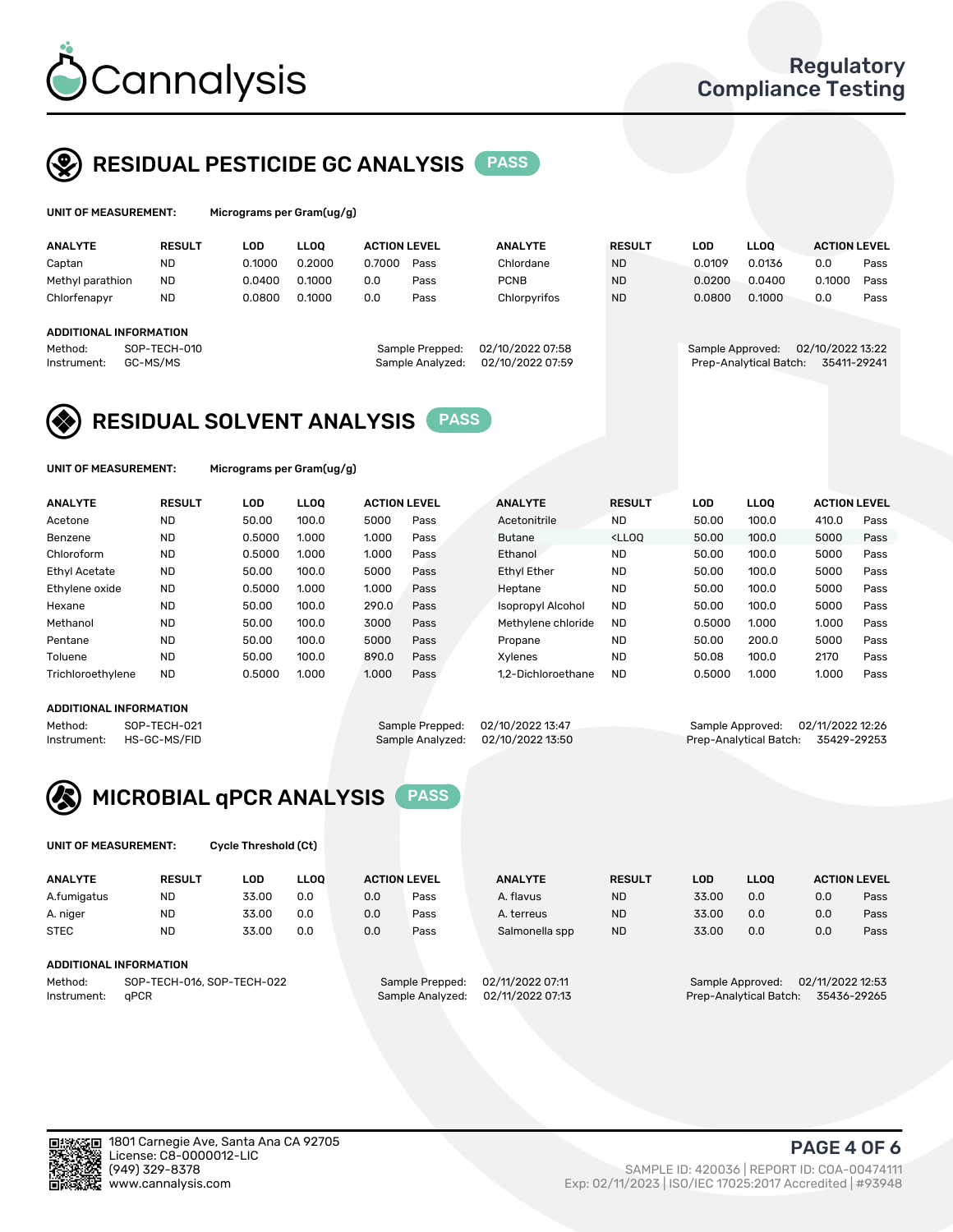# Cannalysis

Regulatory Compliance Testing

## RESIDUAL PESTICIDE GC ANALYSIS PASS

**UNIT OF MEASUREMENT:** Micrograms per Gram(ug/g)

| ANALYTE | RESULT | LOD | LLOQ | ACTION LEVEL | | ANALYTE | RESULT | LOD | LLOQ | ACTION LEVEL | |
|---|---|---|---|---|---|---|---|---|---|---|---|
| Captan | ND | 0.1000 | 0.2000 | 0.7000 | Pass | Chlordane | ND | 0.0109 | 0.0136 | 0.0 | Pass |
| Methyl parathion | ND | 0.0400 | 0.1000 | 0.0 | Pass | PCNB | ND | 0.0200 | 0.0400 | 0.1000 | Pass |
| Chlorfenapyr | ND | 0.0800 | 0.1000 | 0.0 | Pass | Chlorpyrifos | ND | 0.0800 | 0.1000 | 0.0 | Pass |

**ADDITIONAL INFORMATION**

Method: SOP-TECH-010
Instrument: GC-MS/MS
Sample Prepped: 02/10/2022 07:58
Sample Analyzed: 02/10/2022 07:59
Sample Approved: 02/10/2022 13:22
Prep-Analytical Batch: 35411-29241

## RESIDUAL SOLVENT ANALYSIS PASS

**UNIT OF MEASUREMENT:** Micrograms per Gram(ug/g)

| ANALYTE | RESULT | LOD | LLOQ | ACTION LEVEL | | ANALYTE | RESULT | LOD | LLOQ | ACTION LEVEL | |
|---|---|---|---|---|---|---|---|---|---|---|---|
| Acetone | ND | 50.00 | 100.0 | 5000 | Pass | Acetonitrile | ND | 50.00 | 100.0 | 410.0 | Pass |
| Benzene | ND | 0.5000 | 1.000 | 1.000 | Pass | Butane | <LLOQ | 50.00 | 100.0 | 5000 | Pass |
| Chloroform | ND | 0.5000 | 1.000 | 1.000 | Pass | Ethanol | ND | 50.00 | 100.0 | 5000 | Pass |
| Ethyl Acetate | ND | 50.00 | 100.0 | 5000 | Pass | Ethyl Ether | ND | 50.00 | 100.0 | 5000 | Pass |
| Ethylene oxide | ND | 0.5000 | 1.000 | 1.000 | Pass | Heptane | ND | 50.00 | 100.0 | 5000 | Pass |
| Hexane | ND | 50.00 | 100.0 | 290.0 | Pass | Isopropyl Alcohol | ND | 50.00 | 100.0 | 5000 | Pass |
| Methanol | ND | 50.00 | 100.0 | 3000 | Pass | Methylene chloride | ND | 0.5000 | 1.000 | 1.000 | Pass |
| Pentane | ND | 50.00 | 100.0 | 5000 | Pass | Propane | ND | 50.00 | 200.0 | 5000 | Pass |
| Toluene | ND | 50.00 | 100.0 | 890.0 | Pass | Xylenes | ND | 50.08 | 100.0 | 2170 | Pass |
| Trichloroethylene | ND | 0.5000 | 1.000 | 1.000 | Pass | 1,2-Dichloroethane | ND | 0.5000 | 1.000 | 1.000 | Pass |

**ADDITIONAL INFORMATION**

Method: SOP-TECH-021
Instrument: HS-GC-MS/FID
Sample Prepped: 02/10/2022 13:47
Sample Analyzed: 02/10/2022 13:50
Sample Approved: 02/11/2022 12:26
Prep-Analytical Batch: 35429-29253

## MICROBIAL qPCR ANALYSIS PASS

**UNIT OF MEASUREMENT:** Cycle Threshold (Ct)

| ANALYTE | RESULT | LOD | LLOQ | ACTION LEVEL | | ANALYTE | RESULT | LOD | LLOQ | ACTION LEVEL | |
|---|---|---|---|---|---|---|---|---|---|---|---|
| A.fumigatus | ND | 33.00 | 0.0 | 0.0 | Pass | A. flavus | ND | 33.00 | 0.0 | 0.0 | Pass |
| A. niger | ND | 33.00 | 0.0 | 0.0 | Pass | A. terreus | ND | 33.00 | 0.0 | 0.0 | Pass |
| STEC | ND | 33.00 | 0.0 | 0.0 | Pass | Salmonella spp | ND | 33.00 | 0.0 | 0.0 | Pass |

**ADDITIONAL INFORMATION**

Method: SOP-TECH-016, SOP-TECH-022
Instrument: qPCR
Sample Prepped: 02/11/2022 07:11
Sample Analyzed: 02/11/2022 07:13
Sample Approved: 02/11/2022 12:53
Prep-Analytical Batch: 35436-29265

1801 Carnegie Ave, Santa Ana CA 92705
License: C8-0000012-LIC
(949) 329-8378
www.cannalysis.com

SAMPLE ID: 420036 | REPORT ID: COA-00474111
Exp: 02/11/2023 | ISO/IEC 17025:2017 Accredited | #93948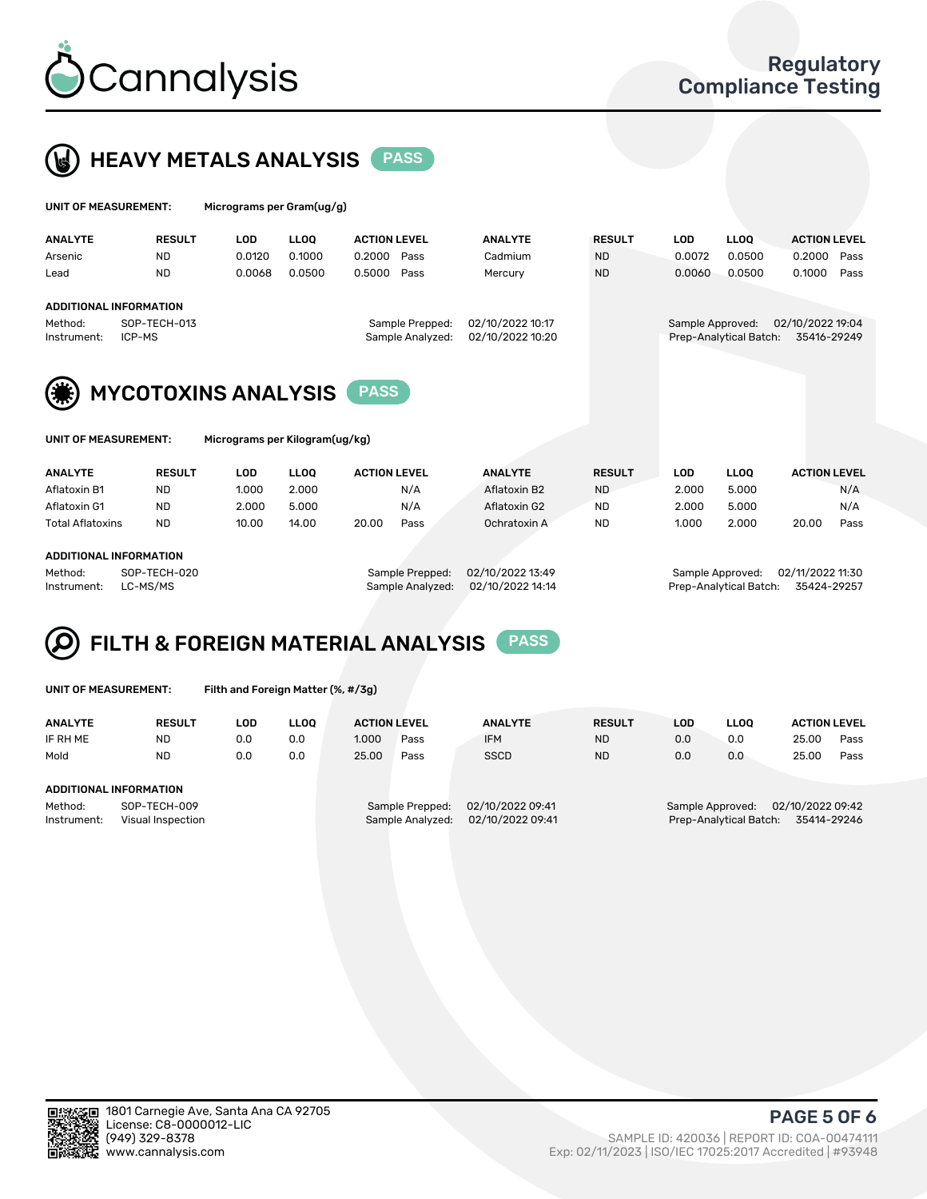# Cannalysis

Regulatory Compliance Testing

## HEAVY METALS ANALYSIS PASS

**UNIT OF MEASUREMENT:** Micrograms per Gram(ug/g)

| ANALYTE | RESULT | LOD | LLOQ | ACTION LEVEL | | ANALYTE | RESULT | LOD | LLOQ | ACTION LEVEL | |
|---|---|---|---|---|---|---|---|---|---|---|---|
| Arsenic | ND | 0.0120 | 0.1000 | 0.2000 | Pass | Cadmium | ND | 0.0072 | 0.0500 | 0.2000 | Pass |
| Lead | ND | 0.0068 | 0.0500 | 0.5000 | Pass | Mercury | ND | 0.0060 | 0.0500 | 0.1000 | Pass |

**ADDITIONAL INFORMATION**

Method: SOP-TECH-013
Instrument: ICP-MS
Sample Prepped: 02/10/2022 10:17
Sample Analyzed: 02/10/2022 10:20
Sample Approved: 02/10/2022 19:04
Prep-Analytical Batch: 35416-29249

## MYCOTOXINS ANALYSIS PASS

**UNIT OF MEASUREMENT:** Micrograms per Kilogram(ug/kg)

| ANALYTE | RESULT | LOD | LLOQ | ACTION LEVEL | | ANALYTE | RESULT | LOD | LLOQ | ACTION LEVEL | |
|---|---|---|---|---|---|---|---|---|---|---|---|
| Aflatoxin B1 | ND | 1.000 | 2.000 | | N/A | Aflatoxin B2 | ND | 2.000 | 5.000 | | N/A |
| Aflatoxin G1 | ND | 2.000 | 5.000 | | N/A | Aflatoxin G2 | ND | 2.000 | 5.000 | | N/A |
| Total Aflatoxins | ND | 10.00 | 14.00 | 20.00 | Pass | Ochratoxin A | ND | 1.000 | 2.000 | 20.00 | Pass |

**ADDITIONAL INFORMATION**

Method: SOP-TECH-020
Instrument: LC-MS/MS
Sample Prepped: 02/10/2022 13:49
Sample Analyzed: 02/10/2022 14:14
Sample Approved: 02/11/2022 11:30
Prep-Analytical Batch: 35424-29257

## FILTH & FOREIGN MATERIAL ANALYSIS PASS

**UNIT OF MEASUREMENT:** Filth and Foreign Matter (%, #/3g)

| ANALYTE | RESULT | LOD | LLOQ | ACTION LEVEL | | ANALYTE | RESULT | LOD | LLOQ | ACTION LEVEL | |
|---|---|---|---|---|---|---|---|---|---|---|---|
| IF RH ME | ND | 0.0 | 0.0 | 1.000 | Pass | IFM | ND | 0.0 | 0.0 | 25.00 | Pass |
| Mold | ND | 0.0 | 0.0 | 25.00 | Pass | SSCD | ND | 0.0 | 0.0 | 25.00 | Pass |

**ADDITIONAL INFORMATION**

Method: SOP-TECH-009
Instrument: Visual Inspection
Sample Prepped: 02/10/2022 09:41
Sample Analyzed: 02/10/2022 09:41
Sample Approved: 02/10/2022 09:42
Prep-Analytical Batch: 35414-29246

1801 Carnegie Ave, Santa Ana CA 92705
License: C8-0000012-LIC
(949) 329-8378
www.cannalysis.com

SAMPLE ID: 420036 | REPORT ID: COA-00474111
Exp: 02/11/2023 | ISO/IEC 17025:2017 Accredited | #93948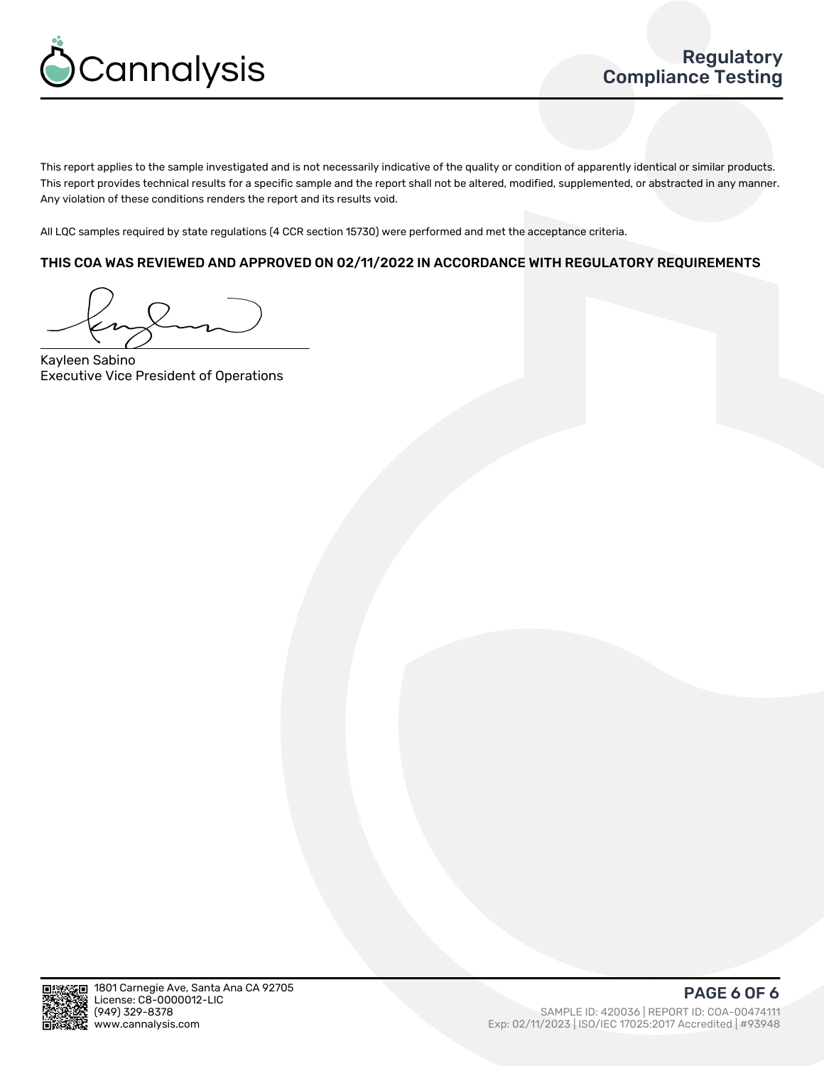This report applies to the sample investigated and is not necessarily indicative of the quality or condition of apparently identical or similar products. This report provides technical results for a specific sample and the report shall not be altered, modified, supplemented, or abstracted in any manner. Any violation of these conditions renders the report and its results void.

All LQC samples required by state regulations (4 CCR section 15730) were performed and met the acceptance criteria.

**THIS COA WAS REVIEWED AND APPROVED ON 02/11/2022 IN ACCORDANCE WITH REGULATORY REQUIREMENTS**

Kayleen Sabino
Executive Vice President of Operations